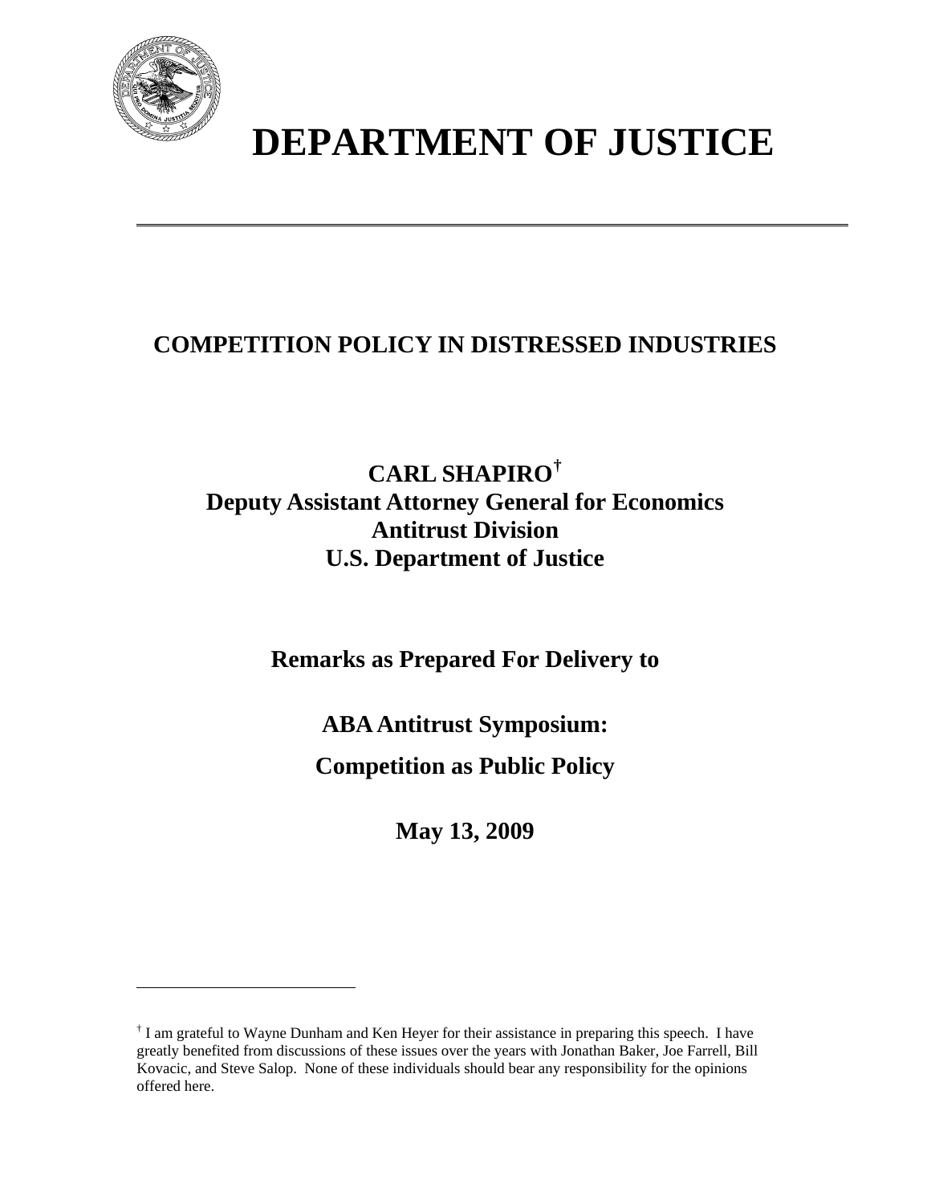# DEPARTMENT OF JUSTICE

## COMPETITION POLICY IN DISTRESSED INDUSTRIES

**CARL SHAPIRO†**
**Deputy Assistant Attorney General for Economics**
**Antitrust Division**
**U.S. Department of Justice**

**Remarks as Prepared For Delivery to**

**ABA Antitrust Symposium:**

**Competition as Public Policy**

**May 13, 2009**

---

† I am grateful to Wayne Dunham and Ken Heyer for their assistance in preparing this speech. I have greatly benefited from discussions of these issues over the years with Jonathan Baker, Joe Farrell, Bill Kovacic, and Steve Salop. None of these individuals should bear any responsibility for the opinions offered here.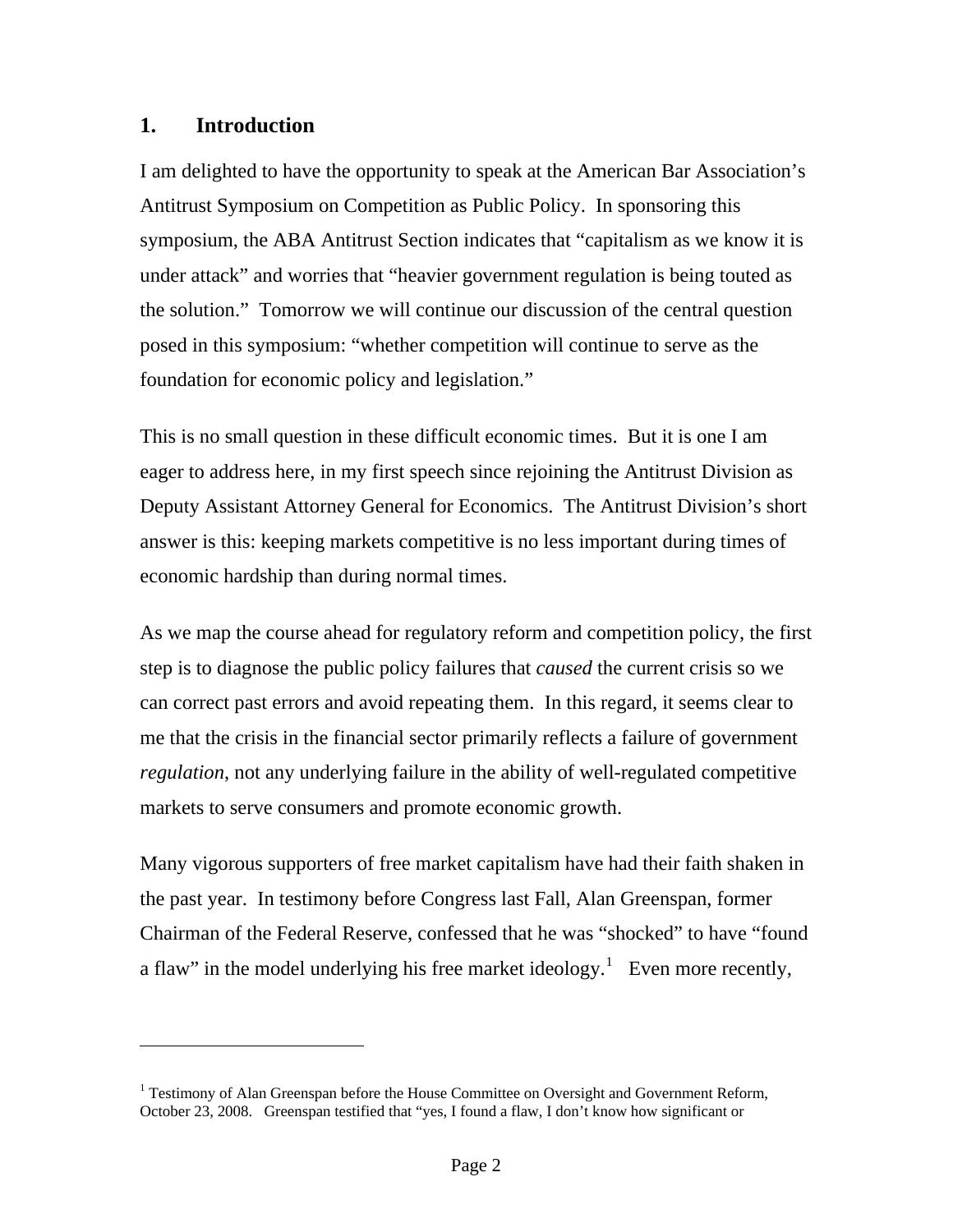## 1. Introduction

I am delighted to have the opportunity to speak at the American Bar Association's Antitrust Symposium on Competition as Public Policy. In sponsoring this symposium, the ABA Antitrust Section indicates that "capitalism as we know it is under attack" and worries that "heavier government regulation is being touted as the solution." Tomorrow we will continue our discussion of the central question posed in this symposium: "whether competition will continue to serve as the foundation for economic policy and legislation."

This is no small question in these difficult economic times. But it is one I am eager to address here, in my first speech since rejoining the Antitrust Division as Deputy Assistant Attorney General for Economics. The Antitrust Division's short answer is this: keeping markets competitive is no less important during times of economic hardship than during normal times.

As we map the course ahead for regulatory reform and competition policy, the first step is to diagnose the public policy failures that *caused* the current crisis so we can correct past errors and avoid repeating them. In this regard, it seems clear to me that the crisis in the financial sector primarily reflects a failure of government *regulation*, not any underlying failure in the ability of well-regulated competitive markets to serve consumers and promote economic growth.

Many vigorous supporters of free market capitalism have had their faith shaken in the past year. In testimony before Congress last Fall, Alan Greenspan, former Chairman of the Federal Reserve, confessed that he was "shocked" to have "found a flaw" in the model underlying his free market ideology.[1] Even more recently,

---

[1] Testimony of Alan Greenspan before the House Committee on Oversight and Government Reform, October 23, 2008. Greenspan testified that "yes, I found a flaw, I don't know how significant or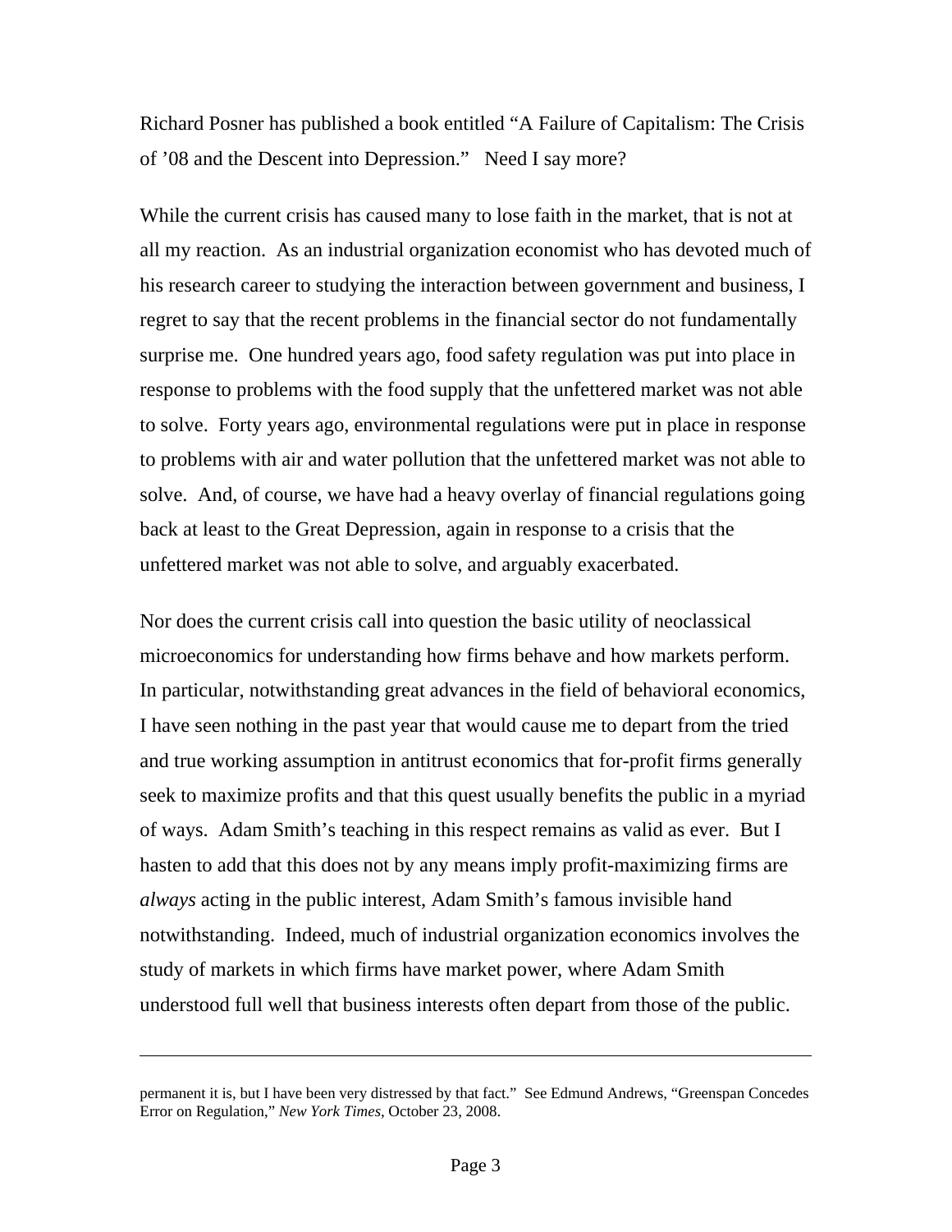Richard Posner has published a book entitled "A Failure of Capitalism: The Crisis of '08 and the Descent into Depression." Need I say more?

While the current crisis has caused many to lose faith in the market, that is not at all my reaction. As an industrial organization economist who has devoted much of his research career to studying the interaction between government and business, I regret to say that the recent problems in the financial sector do not fundamentally surprise me. One hundred years ago, food safety regulation was put into place in response to problems with the food supply that the unfettered market was not able to solve. Forty years ago, environmental regulations were put in place in response to problems with air and water pollution that the unfettered market was not able to solve. And, of course, we have had a heavy overlay of financial regulations going back at least to the Great Depression, again in response to a crisis that the unfettered market was not able to solve, and arguably exacerbated.

Nor does the current crisis call into question the basic utility of neoclassical microeconomics for understanding how firms behave and how markets perform. In particular, notwithstanding great advances in the field of behavioral economics, I have seen nothing in the past year that would cause me to depart from the tried and true working assumption in antitrust economics that for-profit firms generally seek to maximize profits and that this quest usually benefits the public in a myriad of ways. Adam Smith's teaching in this respect remains as valid as ever. But I hasten to add that this does not by any means imply profit-maximizing firms are *always* acting in the public interest, Adam Smith's famous invisible hand notwithstanding. Indeed, much of industrial organization economics involves the study of markets in which firms have market power, where Adam Smith understood full well that business interests often depart from those of the public.

---

permanent it is, but I have been very distressed by that fact." See Edmund Andrews, "Greenspan Concedes Error on Regulation," *New York Times*, October 23, 2008.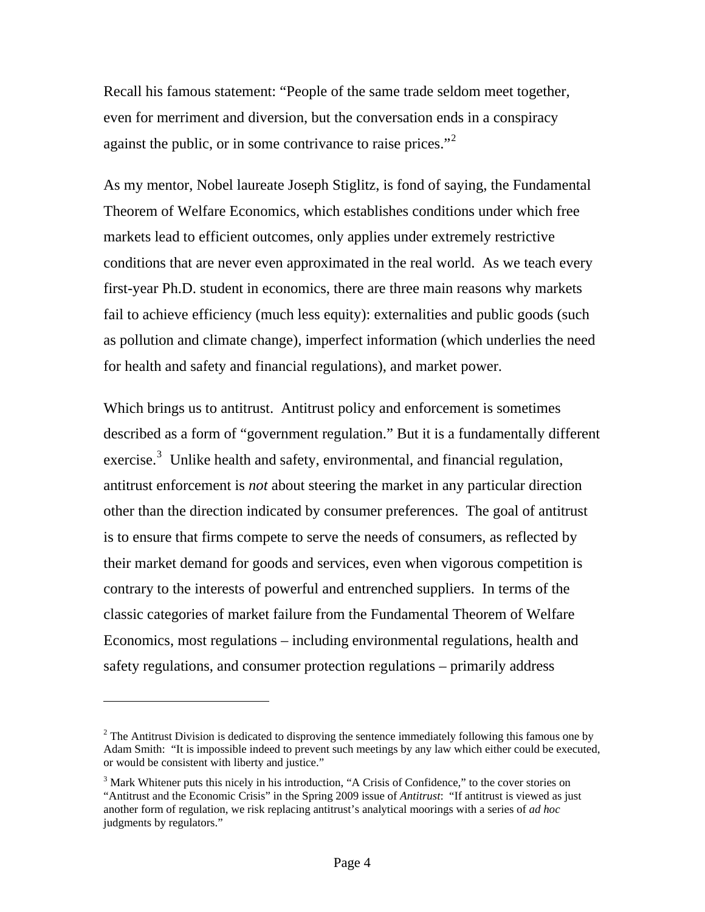Recall his famous statement: "People of the same trade seldom meet together, even for merriment and diversion, but the conversation ends in a conspiracy against the public, or in some contrivance to raise prices."[2]

As my mentor, Nobel laureate Joseph Stiglitz, is fond of saying, the Fundamental Theorem of Welfare Economics, which establishes conditions under which free markets lead to efficient outcomes, only applies under extremely restrictive conditions that are never even approximated in the real world. As we teach every first-year Ph.D. student in economics, there are three main reasons why markets fail to achieve efficiency (much less equity): externalities and public goods (such as pollution and climate change), imperfect information (which underlies the need for health and safety and financial regulations), and market power.

Which brings us to antitrust. Antitrust policy and enforcement is sometimes described as a form of "government regulation." But it is a fundamentally different exercise.[3] Unlike health and safety, environmental, and financial regulation, antitrust enforcement is *not* about steering the market in any particular direction other than the direction indicated by consumer preferences. The goal of antitrust is to ensure that firms compete to serve the needs of consumers, as reflected by their market demand for goods and services, even when vigorous competition is contrary to the interests of powerful and entrenched suppliers. In terms of the classic categories of market failure from the Fundamental Theorem of Welfare Economics, most regulations – including environmental regulations, health and safety regulations, and consumer protection regulations – primarily address

---

[2] The Antitrust Division is dedicated to disproving the sentence immediately following this famous one by Adam Smith: "It is impossible indeed to prevent such meetings by any law which either could be executed, or would be consistent with liberty and justice."

[3] Mark Whitener puts this nicely in his introduction, "A Crisis of Confidence," to the cover stories on "Antitrust and the Economic Crisis" in the Spring 2009 issue of *Antitrust*: "If antitrust is viewed as just another form of regulation, we risk replacing antitrust's analytical moorings with a series of *ad hoc* judgments by regulators."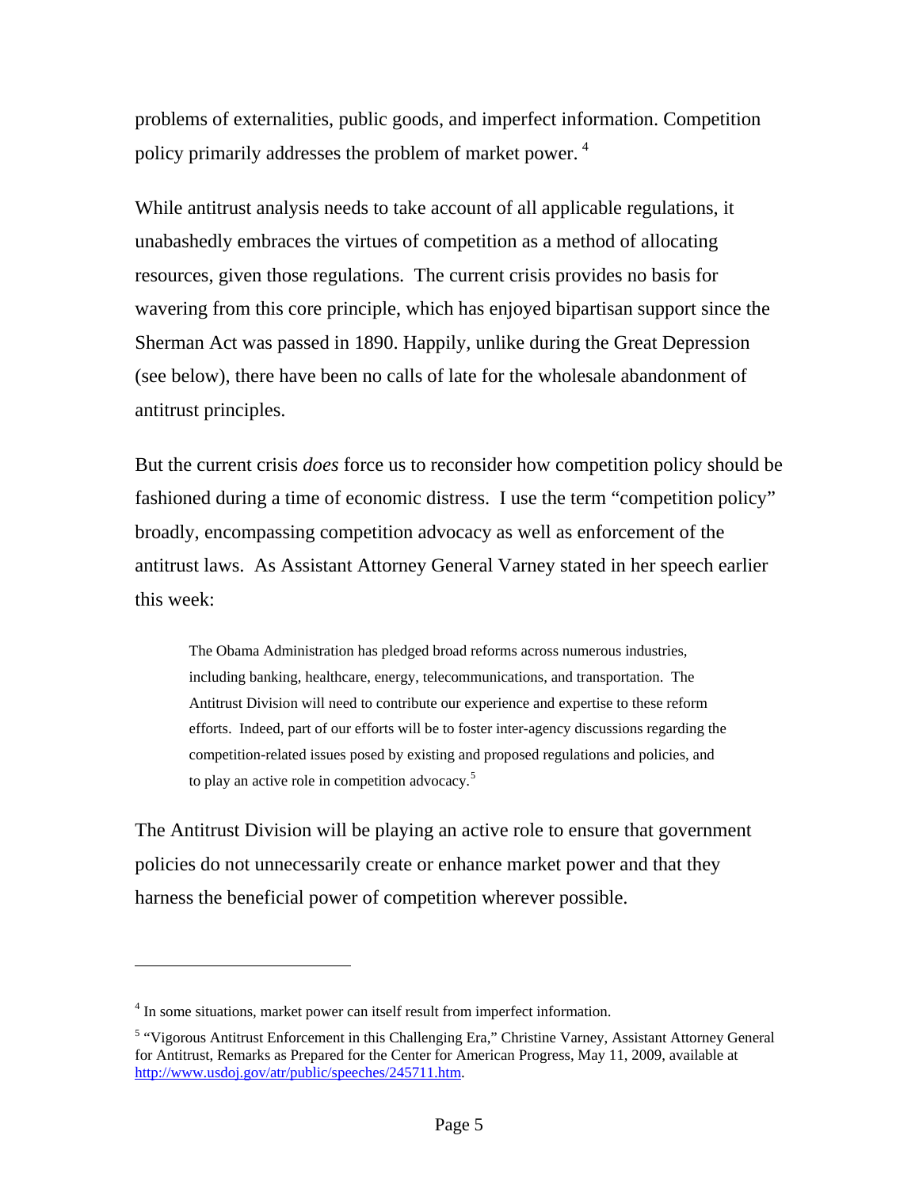problems of externalities, public goods, and imperfect information. Competition policy primarily addresses the problem of market power. [4]

While antitrust analysis needs to take account of all applicable regulations, it unabashedly embraces the virtues of competition as a method of allocating resources, given those regulations. The current crisis provides no basis for wavering from this core principle, which has enjoyed bipartisan support since the Sherman Act was passed in 1890. Happily, unlike during the Great Depression (see below), there have been no calls of late for the wholesale abandonment of antitrust principles.

But the current crisis *does* force us to reconsider how competition policy should be fashioned during a time of economic distress. I use the term "competition policy" broadly, encompassing competition advocacy as well as enforcement of the antitrust laws. As Assistant Attorney General Varney stated in her speech earlier this week:

> The Obama Administration has pledged broad reforms across numerous industries, including banking, healthcare, energy, telecommunications, and transportation. The Antitrust Division will need to contribute our experience and expertise to these reform efforts. Indeed, part of our efforts will be to foster inter-agency discussions regarding the competition-related issues posed by existing and proposed regulations and policies, and to play an active role in competition advocacy.[5]

The Antitrust Division will be playing an active role to ensure that government policies do not unnecessarily create or enhance market power and that they harness the beneficial power of competition wherever possible.

---

[4] In some situations, market power can itself result from imperfect information.

[5] "Vigorous Antitrust Enforcement in this Challenging Era," Christine Varney, Assistant Attorney General for Antitrust, Remarks as Prepared for the Center for American Progress, May 11, 2009, available at http://www.usdoj.gov/atr/public/speeches/245711.htm.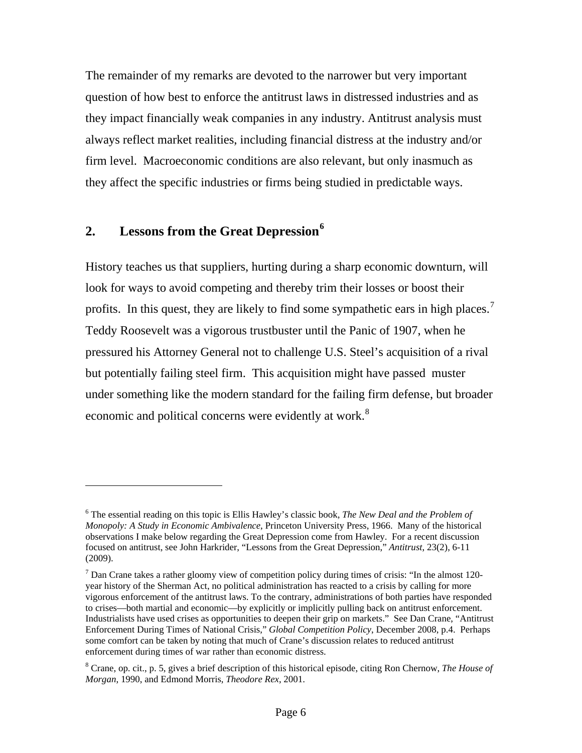The remainder of my remarks are devoted to the narrower but very important question of how best to enforce the antitrust laws in distressed industries and as they impact financially weak companies in any industry. Antitrust analysis must always reflect market realities, including financial distress at the industry and/or firm level. Macroeconomic conditions are also relevant, but only inasmuch as they affect the specific industries or firms being studied in predictable ways.

## 2. Lessons from the Great Depression[6]

History teaches us that suppliers, hurting during a sharp economic downturn, will look for ways to avoid competing and thereby trim their losses or boost their profits. In this quest, they are likely to find some sympathetic ears in high places.[7] Teddy Roosevelt was a vigorous trustbuster until the Panic of 1907, when he pressured his Attorney General not to challenge U.S. Steel's acquisition of a rival but potentially failing steel firm. This acquisition might have passed muster under something like the modern standard for the failing firm defense, but broader economic and political concerns were evidently at work.[8]

---

[6] The essential reading on this topic is Ellis Hawley's classic book, *The New Deal and the Problem of Monopoly: A Study in Economic Ambivalence*, Princeton University Press, 1966. Many of the historical observations I make below regarding the Great Depression come from Hawley. For a recent discussion focused on antitrust, see John Harkrider, "Lessons from the Great Depression," *Antitrust*, 23(2), 6-11 (2009).

[7] Dan Crane takes a rather gloomy view of competition policy during times of crisis: "In the almost 120-year history of the Sherman Act, no political administration has reacted to a crisis by calling for more vigorous enforcement of the antitrust laws. To the contrary, administrations of both parties have responded to crises—both martial and economic—by explicitly or implicitly pulling back on antitrust enforcement. Industrialists have used crises as opportunities to deepen their grip on markets." See Dan Crane, "Antitrust Enforcement During Times of National Crisis," *Global Competition Policy*, December 2008, p.4. Perhaps some comfort can be taken by noting that much of Crane's discussion relates to reduced antitrust enforcement during times of war rather than economic distress.

[8] Crane, op. cit., p. 5, gives a brief description of this historical episode, citing Ron Chernow, *The House of Morgan*, 1990, and Edmond Morris, *Theodore Rex*, 2001.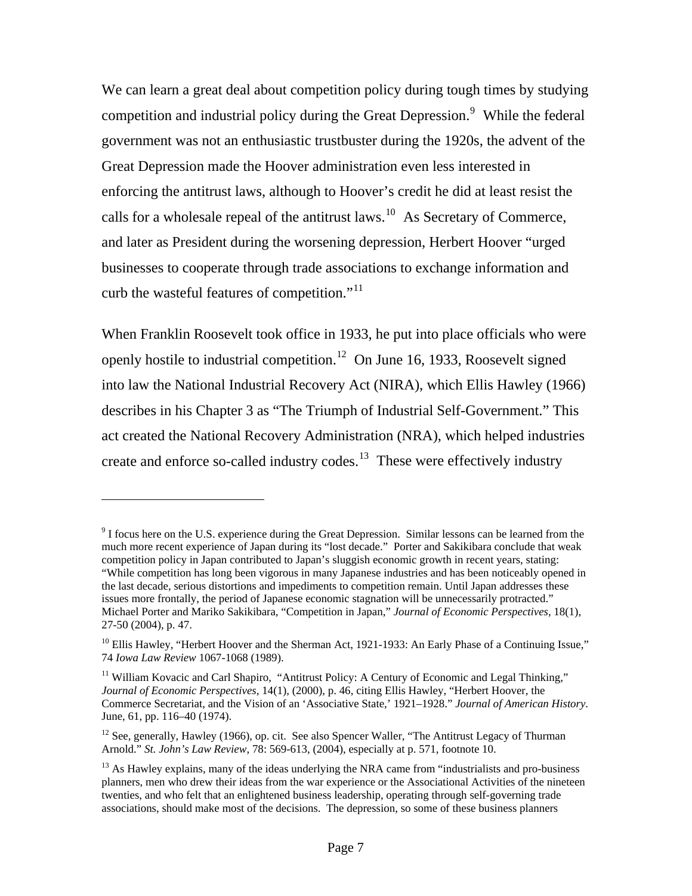We can learn a great deal about competition policy during tough times by studying competition and industrial policy during the Great Depression.[9] While the federal government was not an enthusiastic trustbuster during the 1920s, the advent of the Great Depression made the Hoover administration even less interested in enforcing the antitrust laws, although to Hoover's credit he did at least resist the calls for a wholesale repeal of the antitrust laws.[10] As Secretary of Commerce, and later as President during the worsening depression, Herbert Hoover "urged businesses to cooperate through trade associations to exchange information and curb the wasteful features of competition."[11]

When Franklin Roosevelt took office in 1933, he put into place officials who were openly hostile to industrial competition.[12] On June 16, 1933, Roosevelt signed into law the National Industrial Recovery Act (NIRA), which Ellis Hawley (1966) describes in his Chapter 3 as "The Triumph of Industrial Self-Government." This act created the National Recovery Administration (NRA), which helped industries create and enforce so-called industry codes.[13] These were effectively industry

---

[9] I focus here on the U.S. experience during the Great Depression. Similar lessons can be learned from the much more recent experience of Japan during its "lost decade." Porter and Sakikibara conclude that weak competition policy in Japan contributed to Japan's sluggish economic growth in recent years, stating: "While competition has long been vigorous in many Japanese industries and has been noticeably opened in the last decade, serious distortions and impediments to competition remain. Until Japan addresses these issues more frontally, the period of Japanese economic stagnation will be unnecessarily protracted." Michael Porter and Mariko Sakikibara, "Competition in Japan," *Journal of Economic Perspectives*, 18(1), 27-50 (2004), p. 47.

[10] Ellis Hawley, "Herbert Hoover and the Sherman Act, 1921-1933: An Early Phase of a Continuing Issue," 74 *Iowa Law Review* 1067-1068 (1989).

[11] William Kovacic and Carl Shapiro, "Antitrust Policy: A Century of Economic and Legal Thinking," *Journal of Economic Perspectives*, 14(1), (2000), p. 46, citing Ellis Hawley, "Herbert Hoover, the Commerce Secretariat, and the Vision of an 'Associative State,' 1921–1928." *Journal of American History*. June, 61, pp. 116–40 (1974).

[12] See, generally, Hawley (1966), op. cit. See also Spencer Waller, "The Antitrust Legacy of Thurman Arnold." *St. John's Law Review*, 78: 569-613, (2004), especially at p. 571, footnote 10.

[13] As Hawley explains, many of the ideas underlying the NRA came from "industrialists and pro-business planners, men who drew their ideas from the war experience or the Associational Activities of the nineteen twenties, and who felt that an enlightened business leadership, operating through self-governing trade associations, should make most of the decisions. The depression, so some of these business planners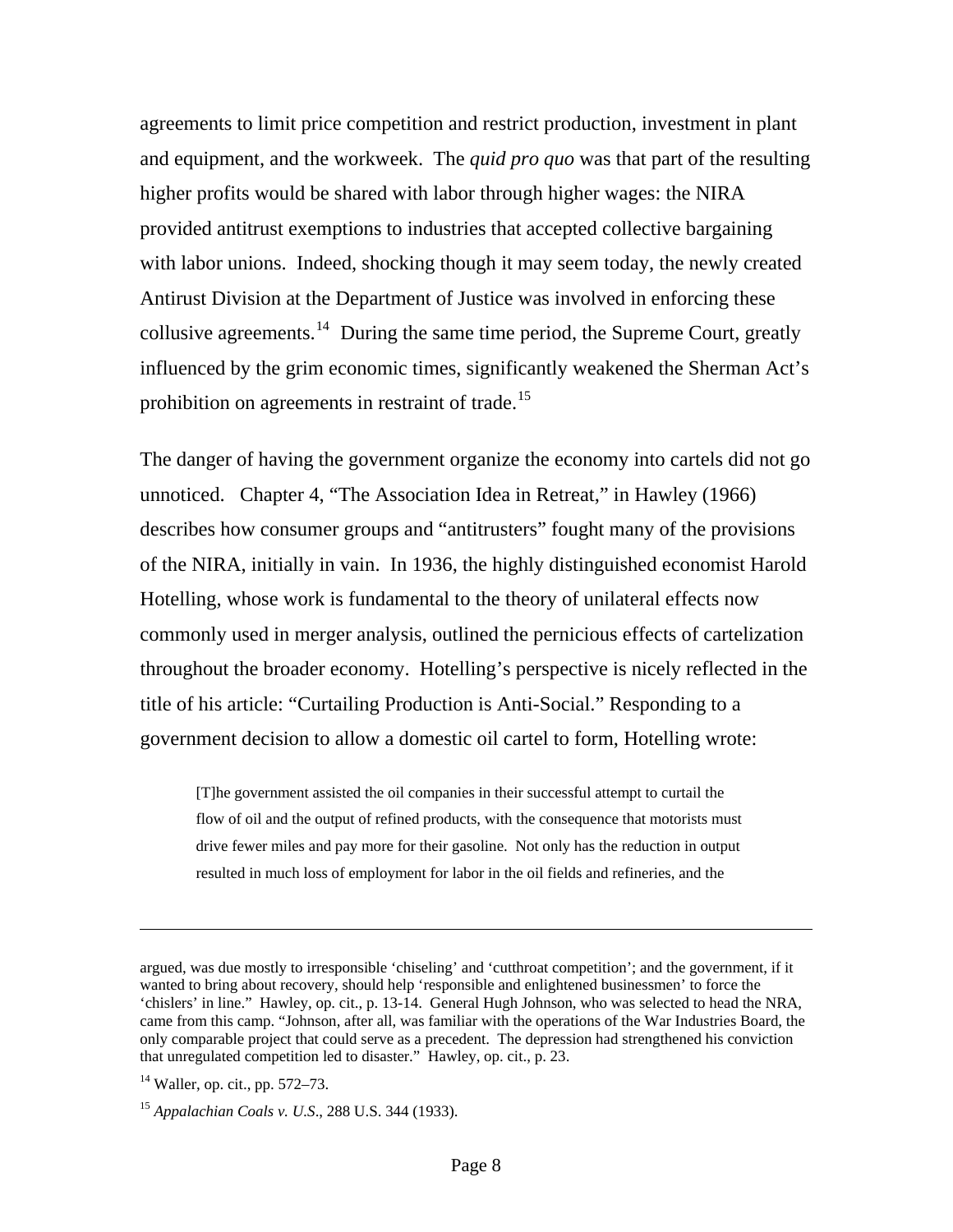agreements to limit price competition and restrict production, investment in plant and equipment, and the workweek. The *quid pro quo* was that part of the resulting higher profits would be shared with labor through higher wages: the NIRA provided antitrust exemptions to industries that accepted collective bargaining with labor unions. Indeed, shocking though it may seem today, the newly created Antirust Division at the Department of Justice was involved in enforcing these collusive agreements.[14] During the same time period, the Supreme Court, greatly influenced by the grim economic times, significantly weakened the Sherman Act's prohibition on agreements in restraint of trade.[15]

The danger of having the government organize the economy into cartels did not go unnoticed. Chapter 4, "The Association Idea in Retreat," in Hawley (1966) describes how consumer groups and "antitrusters" fought many of the provisions of the NIRA, initially in vain. In 1936, the highly distinguished economist Harold Hotelling, whose work is fundamental to the theory of unilateral effects now commonly used in merger analysis, outlined the pernicious effects of cartelization throughout the broader economy. Hotelling's perspective is nicely reflected in the title of his article: "Curtailing Production is Anti-Social." Responding to a government decision to allow a domestic oil cartel to form, Hotelling wrote:

> [T]he government assisted the oil companies in their successful attempt to curtail the flow of oil and the output of refined products, with the consequence that motorists must drive fewer miles and pay more for their gasoline. Not only has the reduction in output resulted in much loss of employment for labor in the oil fields and refineries, and the

---

argued, was due mostly to irresponsible 'chiseling' and 'cutthroat competition'; and the government, if it wanted to bring about recovery, should help 'responsible and enlightened businessmen' to force the 'chislers' in line." Hawley, op. cit., p. 13-14. General Hugh Johnson, who was selected to head the NRA, came from this camp. "Johnson, after all, was familiar with the operations of the War Industries Board, the only comparable project that could serve as a precedent. The depression had strengthened his conviction that unregulated competition led to disaster." Hawley, op. cit., p. 23.

[14] Waller, op. cit., pp. 572–73.

[15] *Appalachian Coals v. U.S*., 288 U.S. 344 (1933).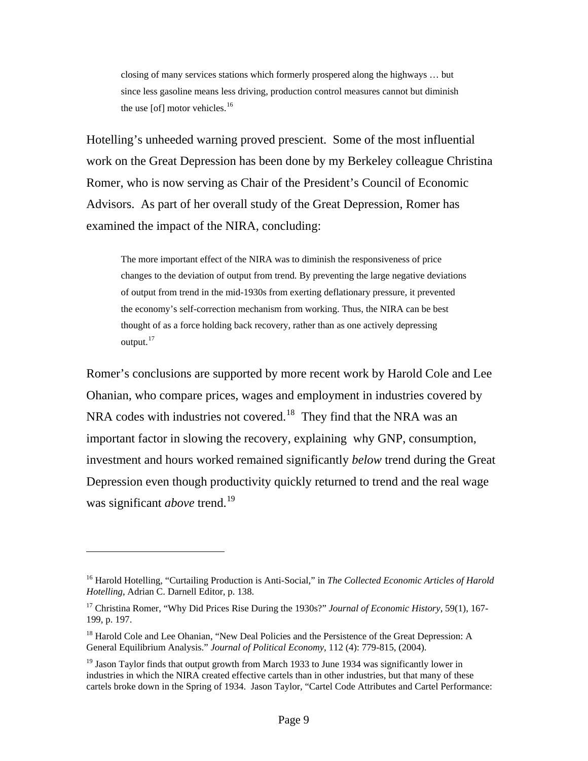> closing of many services stations which formerly prospered along the highways … but since less gasoline means less driving, production control measures cannot but diminish the use [of] motor vehicles.[16]

Hotelling's unheeded warning proved prescient. Some of the most influential work on the Great Depression has been done by my Berkeley colleague Christina Romer, who is now serving as Chair of the President's Council of Economic Advisors. As part of her overall study of the Great Depression, Romer has examined the impact of the NIRA, concluding:

> The more important effect of the NIRA was to diminish the responsiveness of price changes to the deviation of output from trend. By preventing the large negative deviations of output from trend in the mid-1930s from exerting deflationary pressure, it prevented the economy's self-correction mechanism from working. Thus, the NIRA can be best thought of as a force holding back recovery, rather than as one actively depressing output.[17]

Romer's conclusions are supported by more recent work by Harold Cole and Lee Ohanian, who compare prices, wages and employment in industries covered by NRA codes with industries not covered.[18] They find that the NRA was an important factor in slowing the recovery, explaining why GNP, consumption, investment and hours worked remained significantly *below* trend during the Great Depression even though productivity quickly returned to trend and the real wage was significant *above* trend.[19]

---

[16] Harold Hotelling, "Curtailing Production is Anti-Social," in *The Collected Economic Articles of Harold Hotelling*, Adrian C. Darnell Editor, p. 138.

[17] Christina Romer, "Why Did Prices Rise During the 1930s?" *Journal of Economic History*, 59(1), 167-199, p. 197.

[18] Harold Cole and Lee Ohanian, "New Deal Policies and the Persistence of the Great Depression: A General Equilibrium Analysis." *Journal of Political Economy*, 112 (4): 779-815, (2004).

[19] Jason Taylor finds that output growth from March 1933 to June 1934 was significantly lower in industries in which the NIRA created effective cartels than in other industries, but that many of these cartels broke down in the Spring of 1934. Jason Taylor, "Cartel Code Attributes and Cartel Performance: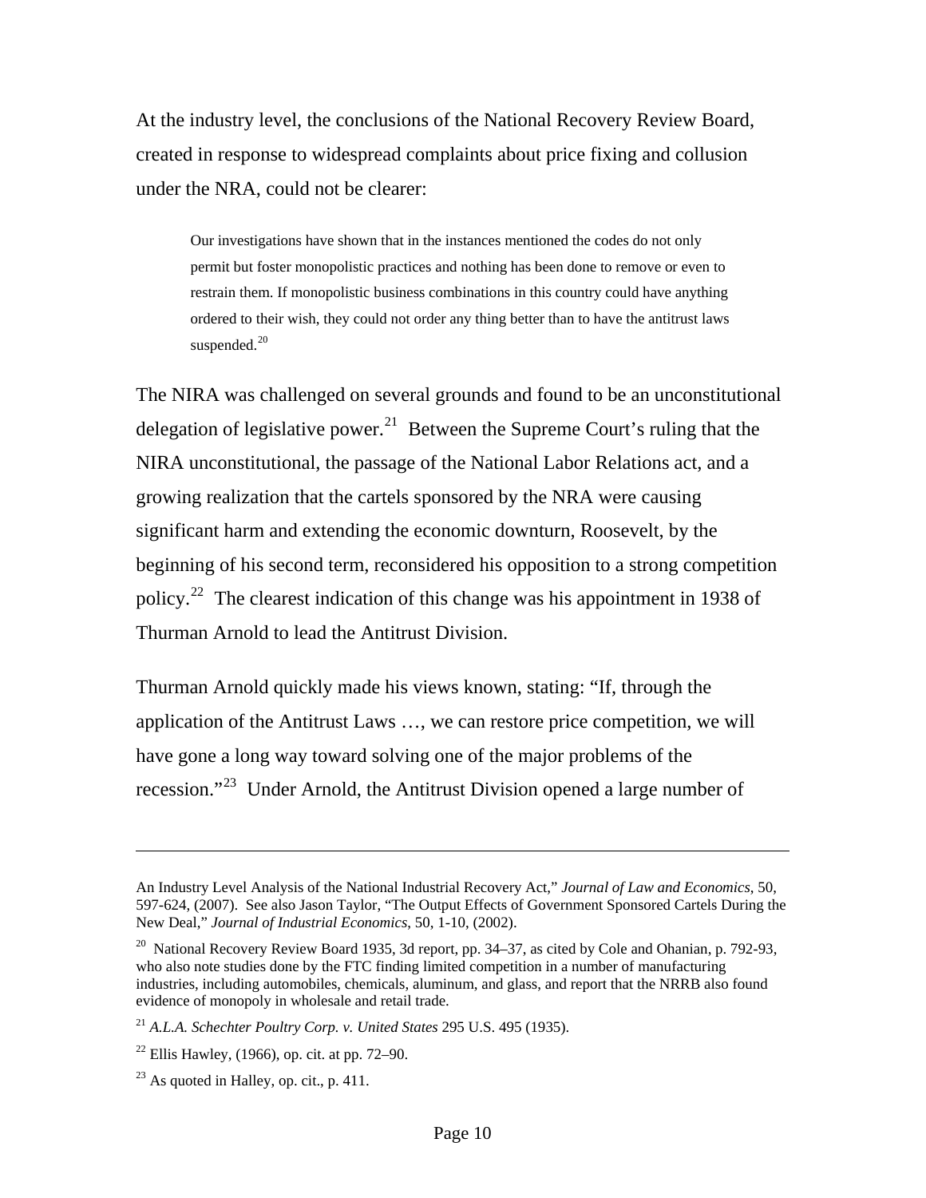At the industry level, the conclusions of the National Recovery Review Board, created in response to widespread complaints about price fixing and collusion under the NRA, could not be clearer:

> Our investigations have shown that in the instances mentioned the codes do not only permit but foster monopolistic practices and nothing has been done to remove or even to restrain them. If monopolistic business combinations in this country could have anything ordered to their wish, they could not order any thing better than to have the antitrust laws suspended.[20]

The NIRA was challenged on several grounds and found to be an unconstitutional delegation of legislative power.[21] Between the Supreme Court's ruling that the NIRA unconstitutional, the passage of the National Labor Relations act, and a growing realization that the cartels sponsored by the NRA were causing significant harm and extending the economic downturn, Roosevelt, by the beginning of his second term, reconsidered his opposition to a strong competition policy.[22] The clearest indication of this change was his appointment in 1938 of Thurman Arnold to lead the Antitrust Division.

Thurman Arnold quickly made his views known, stating: "If, through the application of the Antitrust Laws …, we can restore price competition, we will have gone a long way toward solving one of the major problems of the recession."[23] Under Arnold, the Antitrust Division opened a large number of

---

An Industry Level Analysis of the National Industrial Recovery Act," *Journal of Law and Economics*, 50, 597-624, (2007). See also Jason Taylor, "The Output Effects of Government Sponsored Cartels During the New Deal," *Journal of Industrial Economics*, 50, 1-10, (2002).

[20] National Recovery Review Board 1935, 3d report, pp. 34–37, as cited by Cole and Ohanian, p. 792-93, who also note studies done by the FTC finding limited competition in a number of manufacturing industries, including automobiles, chemicals, aluminum, and glass, and report that the NRRB also found evidence of monopoly in wholesale and retail trade.

[21] *A.L.A. Schechter Poultry Corp. v. United States* 295 U.S. 495 (1935).

[22] Ellis Hawley, (1966), op. cit. at pp. 72–90.

[23] As quoted in Halley, op. cit., p. 411.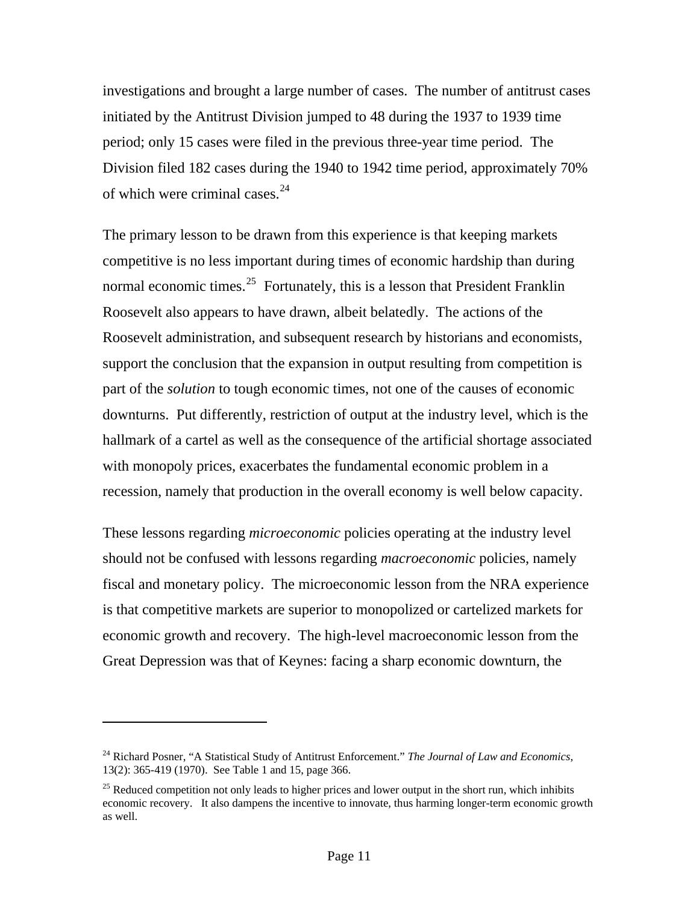investigations and brought a large number of cases. The number of antitrust cases initiated by the Antitrust Division jumped to 48 during the 1937 to 1939 time period; only 15 cases were filed in the previous three-year time period. The Division filed 182 cases during the 1940 to 1942 time period, approximately 70% of which were criminal cases.[24]

The primary lesson to be drawn from this experience is that keeping markets competitive is no less important during times of economic hardship than during normal economic times.[25] Fortunately, this is a lesson that President Franklin Roosevelt also appears to have drawn, albeit belatedly. The actions of the Roosevelt administration, and subsequent research by historians and economists, support the conclusion that the expansion in output resulting from competition is part of the *solution* to tough economic times, not one of the causes of economic downturns. Put differently, restriction of output at the industry level, which is the hallmark of a cartel as well as the consequence of the artificial shortage associated with monopoly prices, exacerbates the fundamental economic problem in a recession, namely that production in the overall economy is well below capacity.

These lessons regarding *microeconomic* policies operating at the industry level should not be confused with lessons regarding *macroeconomic* policies, namely fiscal and monetary policy. The microeconomic lesson from the NRA experience is that competitive markets are superior to monopolized or cartelized markets for economic growth and recovery. The high-level macroeconomic lesson from the Great Depression was that of Keynes: facing a sharp economic downturn, the

---

[24] Richard Posner, "A Statistical Study of Antitrust Enforcement." *The Journal of Law and Economics*, 13(2): 365-419 (1970). See Table 1 and 15, page 366.

[25] Reduced competition not only leads to higher prices and lower output in the short run, which inhibits economic recovery. It also dampens the incentive to innovate, thus harming longer-term economic growth as well.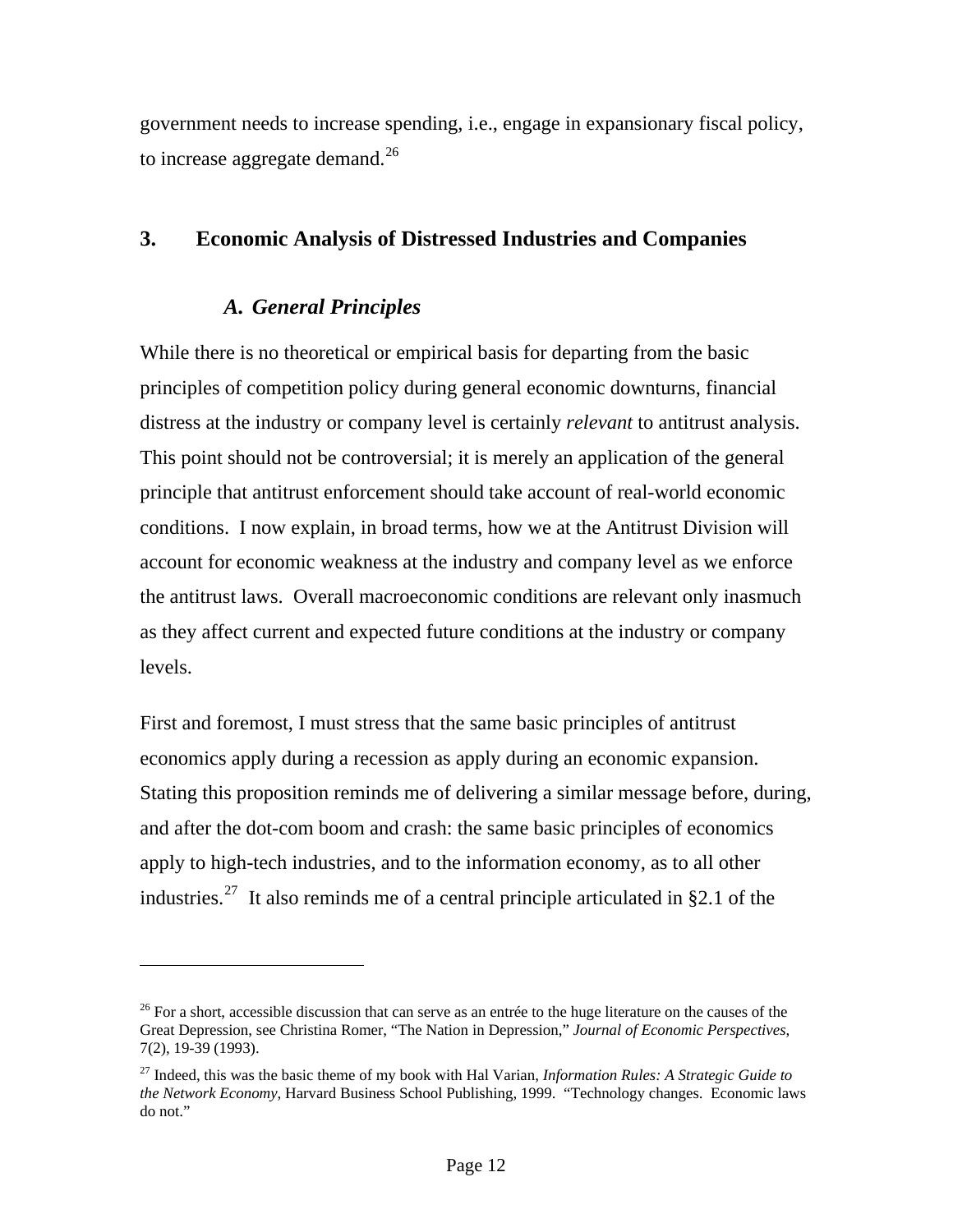government needs to increase spending, i.e., engage in expansionary fiscal policy, to increase aggregate demand.[26]

## 3. Economic Analysis of Distressed Industries and Companies

### *A. General Principles*

While there is no theoretical or empirical basis for departing from the basic principles of competition policy during general economic downturns, financial distress at the industry or company level is certainly *relevant* to antitrust analysis. This point should not be controversial; it is merely an application of the general principle that antitrust enforcement should take account of real-world economic conditions. I now explain, in broad terms, how we at the Antitrust Division will account for economic weakness at the industry and company level as we enforce the antitrust laws. Overall macroeconomic conditions are relevant only inasmuch as they affect current and expected future conditions at the industry or company levels.

First and foremost, I must stress that the same basic principles of antitrust economics apply during a recession as apply during an economic expansion. Stating this proposition reminds me of delivering a similar message before, during, and after the dot-com boom and crash: the same basic principles of economics apply to high-tech industries, and to the information economy, as to all other industries.[27] It also reminds me of a central principle articulated in §2.1 of the

---

[26] For a short, accessible discussion that can serve as an entrée to the huge literature on the causes of the Great Depression, see Christina Romer, "The Nation in Depression," *Journal of Economic Perspectives*, 7(2), 19-39 (1993).

[27] Indeed, this was the basic theme of my book with Hal Varian, *Information Rules: A Strategic Guide to the Network Economy*, Harvard Business School Publishing, 1999. "Technology changes. Economic laws do not."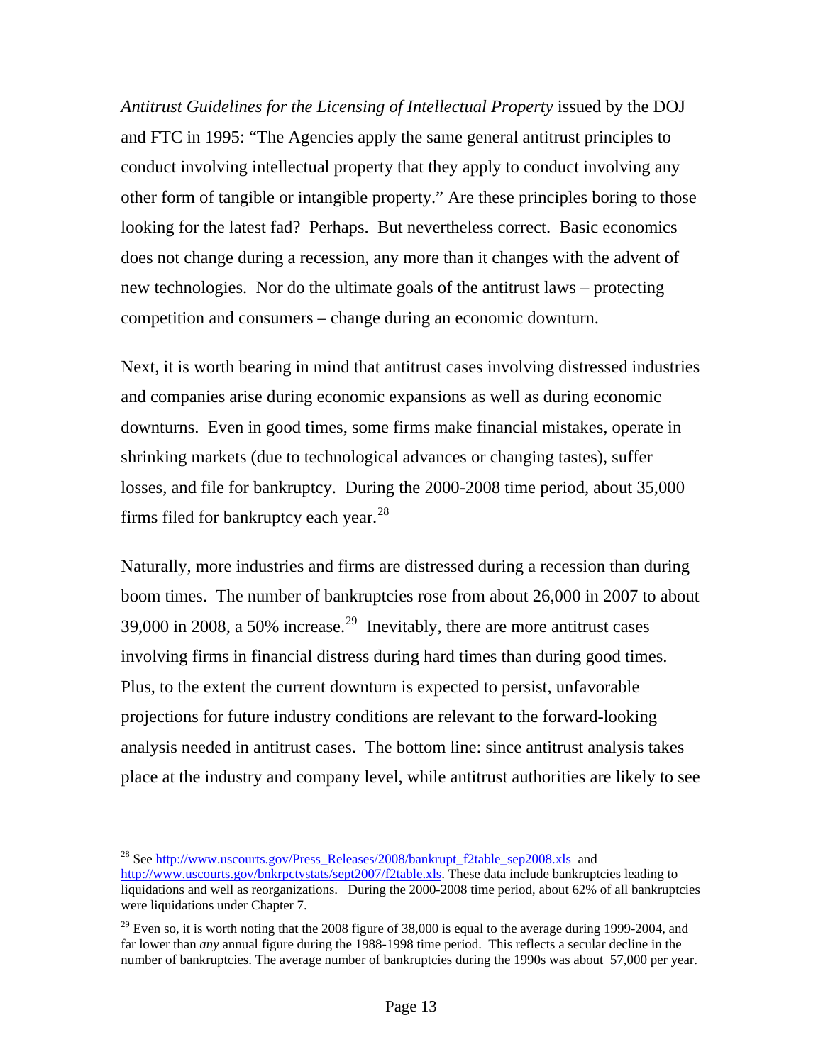*Antitrust Guidelines for the Licensing of Intellectual Property* issued by the DOJ and FTC in 1995: "The Agencies apply the same general antitrust principles to conduct involving intellectual property that they apply to conduct involving any other form of tangible or intangible property." Are these principles boring to those looking for the latest fad? Perhaps. But nevertheless correct. Basic economics does not change during a recession, any more than it changes with the advent of new technologies. Nor do the ultimate goals of the antitrust laws – protecting competition and consumers – change during an economic downturn.

Next, it is worth bearing in mind that antitrust cases involving distressed industries and companies arise during economic expansions as well as during economic downturns. Even in good times, some firms make financial mistakes, operate in shrinking markets (due to technological advances or changing tastes), suffer losses, and file for bankruptcy. During the 2000-2008 time period, about 35,000 firms filed for bankruptcy each year.[28]

Naturally, more industries and firms are distressed during a recession than during boom times. The number of bankruptcies rose from about 26,000 in 2007 to about 39,000 in 2008, a 50% increase.[29] Inevitably, there are more antitrust cases involving firms in financial distress during hard times than during good times. Plus, to the extent the current downturn is expected to persist, unfavorable projections for future industry conditions are relevant to the forward-looking analysis needed in antitrust cases. The bottom line: since antitrust analysis takes place at the industry and company level, while antitrust authorities are likely to see

---

[28] See http://www.uscourts.gov/Press_Releases/2008/bankrupt_f2table_sep2008.xls and http://www.uscourts.gov/bnkrpctystats/sept2007/f2table.xls. These data include bankruptcies leading to liquidations and well as reorganizations. During the 2000-2008 time period, about 62% of all bankruptcies were liquidations under Chapter 7.

[29] Even so, it is worth noting that the 2008 figure of 38,000 is equal to the average during 1999-2004, and far lower than *any* annual figure during the 1988-1998 time period. This reflects a secular decline in the number of bankruptcies. The average number of bankruptcies during the 1990s was about 57,000 per year.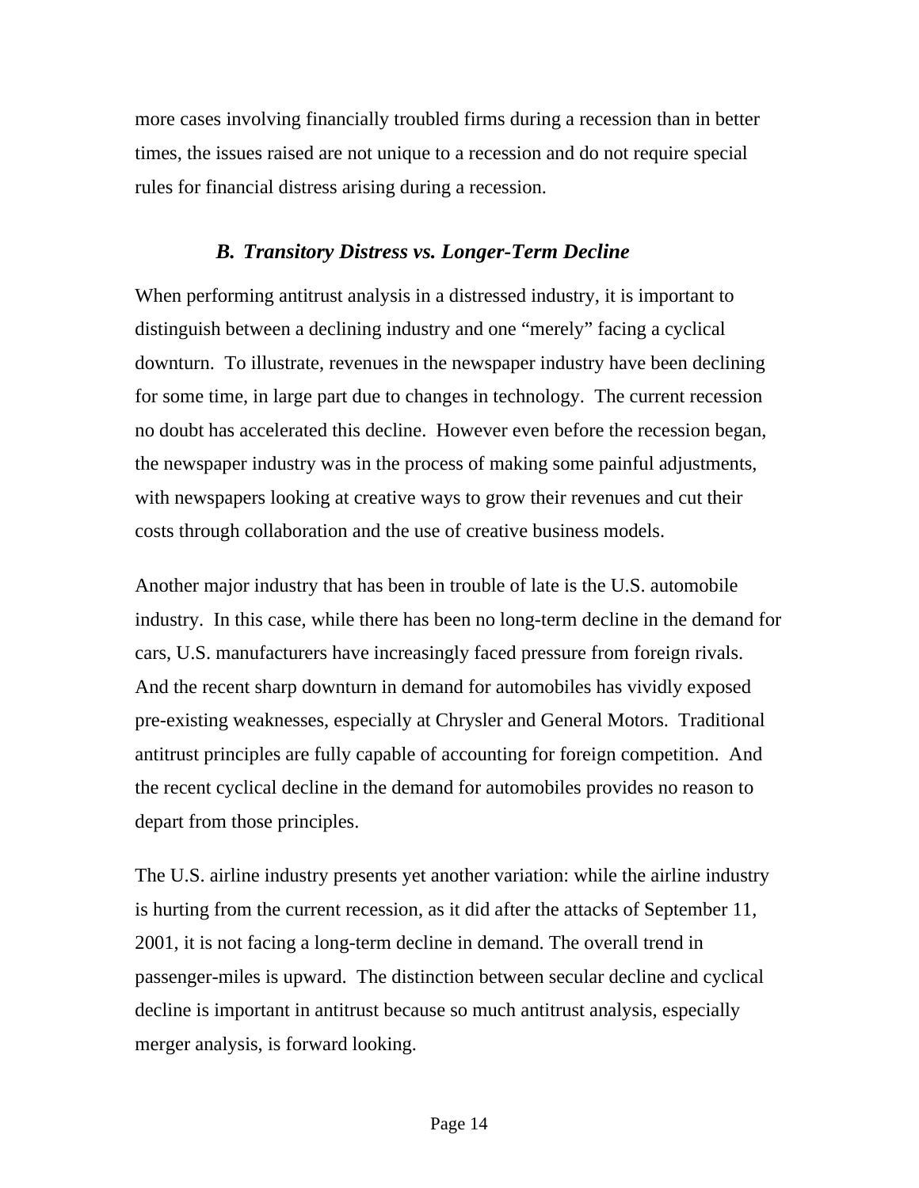more cases involving financially troubled firms during a recession than in better times, the issues raised are not unique to a recession and do not require special rules for financial distress arising during a recession.

### *B. Transitory Distress vs. Longer-Term Decline*

When performing antitrust analysis in a distressed industry, it is important to distinguish between a declining industry and one "merely" facing a cyclical downturn. To illustrate, revenues in the newspaper industry have been declining for some time, in large part due to changes in technology. The current recession no doubt has accelerated this decline. However even before the recession began, the newspaper industry was in the process of making some painful adjustments, with newspapers looking at creative ways to grow their revenues and cut their costs through collaboration and the use of creative business models.

Another major industry that has been in trouble of late is the U.S. automobile industry. In this case, while there has been no long-term decline in the demand for cars, U.S. manufacturers have increasingly faced pressure from foreign rivals. And the recent sharp downturn in demand for automobiles has vividly exposed pre-existing weaknesses, especially at Chrysler and General Motors. Traditional antitrust principles are fully capable of accounting for foreign competition. And the recent cyclical decline in the demand for automobiles provides no reason to depart from those principles.

The U.S. airline industry presents yet another variation: while the airline industry is hurting from the current recession, as it did after the attacks of September 11, 2001, it is not facing a long-term decline in demand. The overall trend in passenger-miles is upward. The distinction between secular decline and cyclical decline is important in antitrust because so much antitrust analysis, especially merger analysis, is forward looking.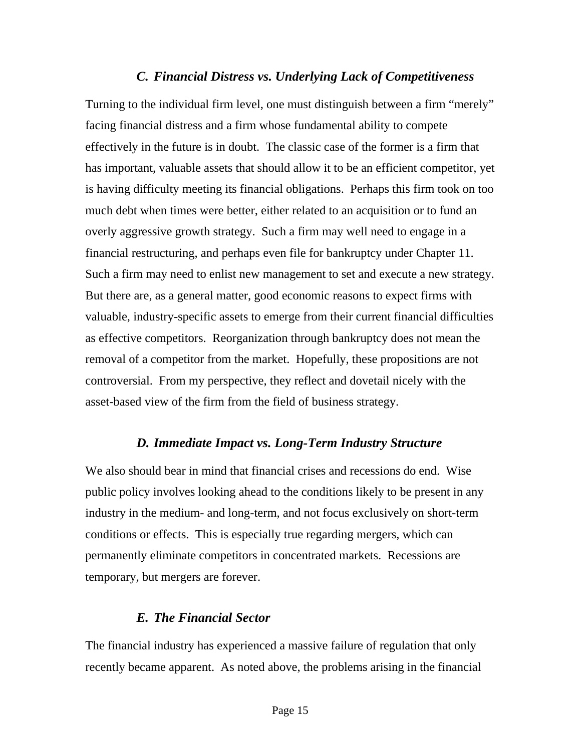### *C. Financial Distress vs. Underlying Lack of Competitiveness*

Turning to the individual firm level, one must distinguish between a firm "merely" facing financial distress and a firm whose fundamental ability to compete effectively in the future is in doubt. The classic case of the former is a firm that has important, valuable assets that should allow it to be an efficient competitor, yet is having difficulty meeting its financial obligations. Perhaps this firm took on too much debt when times were better, either related to an acquisition or to fund an overly aggressive growth strategy. Such a firm may well need to engage in a financial restructuring, and perhaps even file for bankruptcy under Chapter 11. Such a firm may need to enlist new management to set and execute a new strategy. But there are, as a general matter, good economic reasons to expect firms with valuable, industry-specific assets to emerge from their current financial difficulties as effective competitors. Reorganization through bankruptcy does not mean the removal of a competitor from the market. Hopefully, these propositions are not controversial. From my perspective, they reflect and dovetail nicely with the asset-based view of the firm from the field of business strategy.

### *D. Immediate Impact vs. Long-Term Industry Structure*

We also should bear in mind that financial crises and recessions do end. Wise public policy involves looking ahead to the conditions likely to be present in any industry in the medium- and long-term, and not focus exclusively on short-term conditions or effects. This is especially true regarding mergers, which can permanently eliminate competitors in concentrated markets. Recessions are temporary, but mergers are forever.

### *E. The Financial Sector*

The financial industry has experienced a massive failure of regulation that only recently became apparent. As noted above, the problems arising in the financial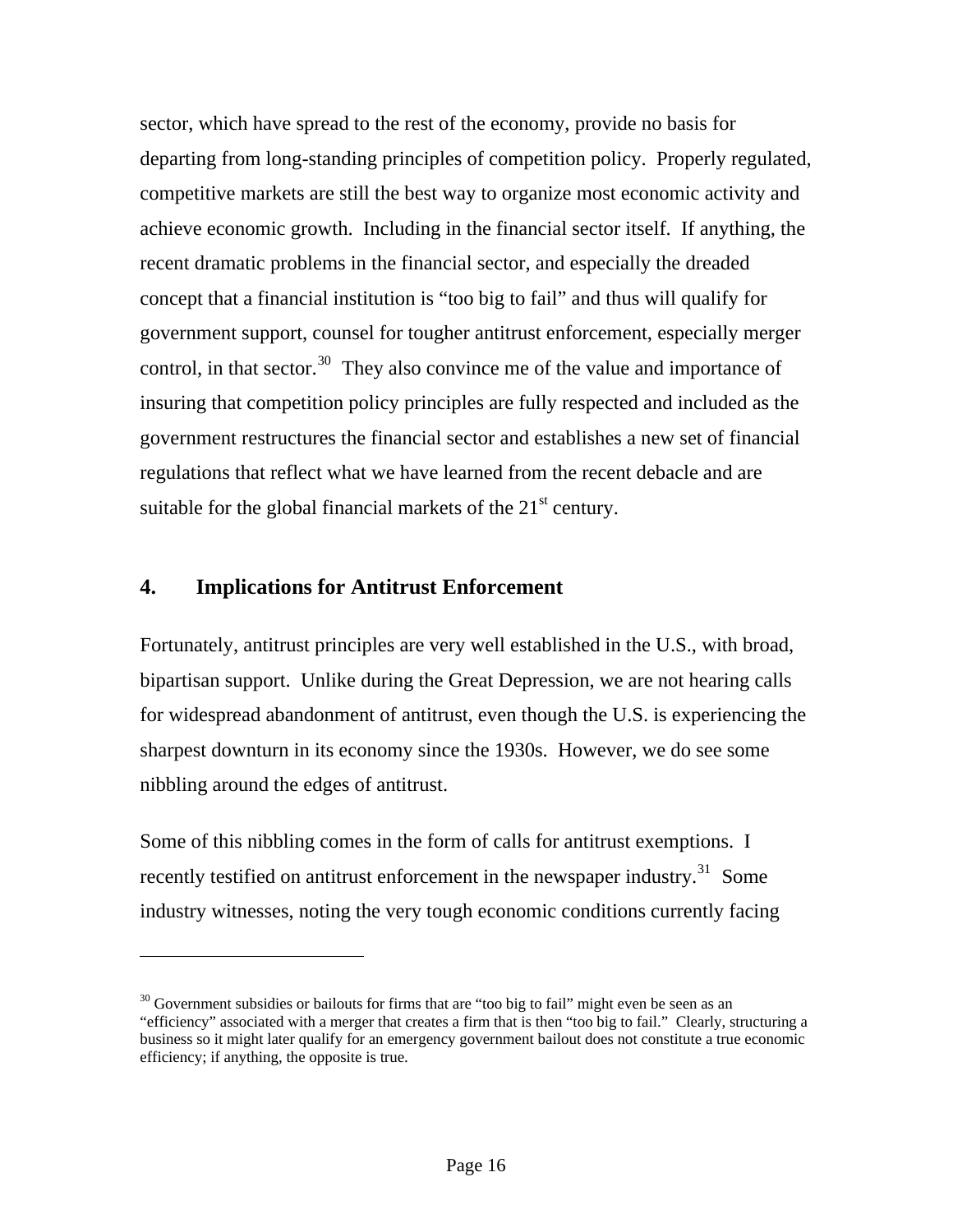sector, which have spread to the rest of the economy, provide no basis for departing from long-standing principles of competition policy. Properly regulated, competitive markets are still the best way to organize most economic activity and achieve economic growth. Including in the financial sector itself. If anything, the recent dramatic problems in the financial sector, and especially the dreaded concept that a financial institution is "too big to fail" and thus will qualify for government support, counsel for tougher antitrust enforcement, especially merger control, in that sector.[30] They also convince me of the value and importance of insuring that competition policy principles are fully respected and included as the government restructures the financial sector and establishes a new set of financial regulations that reflect what we have learned from the recent debacle and are suitable for the global financial markets of the 21st century.

## 4. Implications for Antitrust Enforcement

Fortunately, antitrust principles are very well established in the U.S., with broad, bipartisan support. Unlike during the Great Depression, we are not hearing calls for widespread abandonment of antitrust, even though the U.S. is experiencing the sharpest downturn in its economy since the 1930s. However, we do see some nibbling around the edges of antitrust.

Some of this nibbling comes in the form of calls for antitrust exemptions. I recently testified on antitrust enforcement in the newspaper industry.[31] Some industry witnesses, noting the very tough economic conditions currently facing

---

[30] Government subsidies or bailouts for firms that are "too big to fail" might even be seen as an "efficiency" associated with a merger that creates a firm that is then "too big to fail." Clearly, structuring a business so it might later qualify for an emergency government bailout does not constitute a true economic efficiency; if anything, the opposite is true.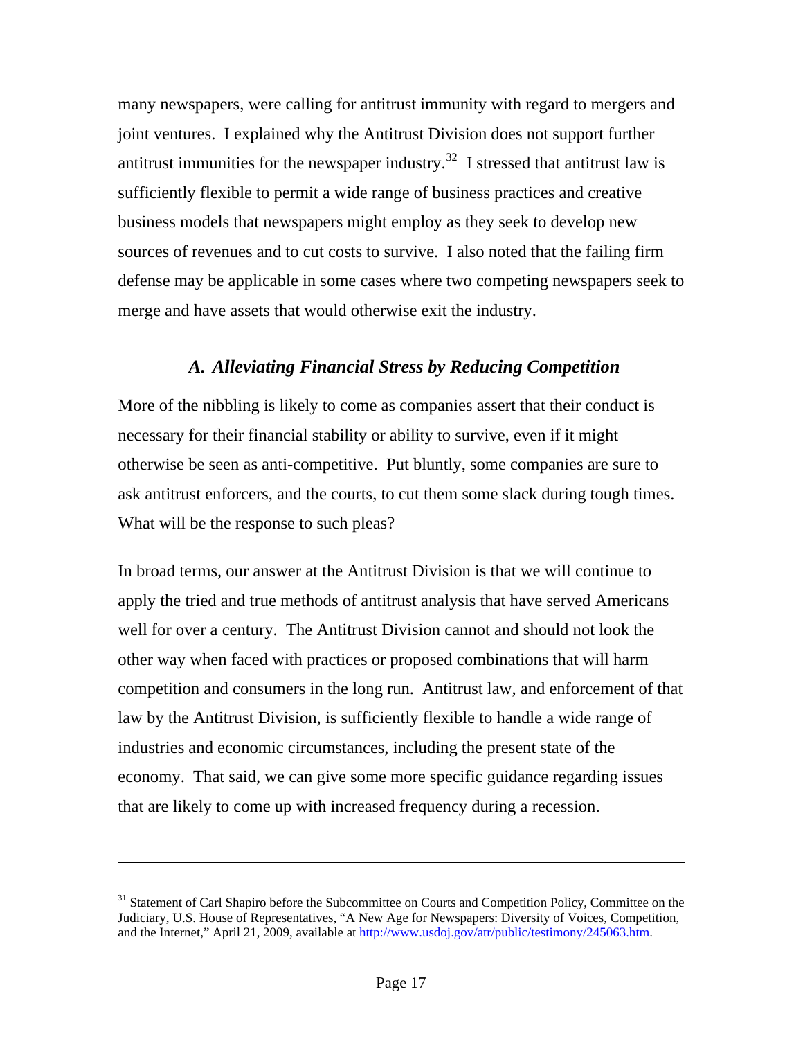many newspapers, were calling for antitrust immunity with regard to mergers and joint ventures. I explained why the Antitrust Division does not support further antitrust immunities for the newspaper industry.[32] I stressed that antitrust law is sufficiently flexible to permit a wide range of business practices and creative business models that newspapers might employ as they seek to develop new sources of revenues and to cut costs to survive. I also noted that the failing firm defense may be applicable in some cases where two competing newspapers seek to merge and have assets that would otherwise exit the industry.

### *A. Alleviating Financial Stress by Reducing Competition*

More of the nibbling is likely to come as companies assert that their conduct is necessary for their financial stability or ability to survive, even if it might otherwise be seen as anti-competitive. Put bluntly, some companies are sure to ask antitrust enforcers, and the courts, to cut them some slack during tough times. What will be the response to such pleas?

In broad terms, our answer at the Antitrust Division is that we will continue to apply the tried and true methods of antitrust analysis that have served Americans well for over a century. The Antitrust Division cannot and should not look the other way when faced with practices or proposed combinations that will harm competition and consumers in the long run. Antitrust law, and enforcement of that law by the Antitrust Division, is sufficiently flexible to handle a wide range of industries and economic circumstances, including the present state of the economy. That said, we can give some more specific guidance regarding issues that are likely to come up with increased frequency during a recession.

---

[31] Statement of Carl Shapiro before the Subcommittee on Courts and Competition Policy, Committee on the Judiciary, U.S. House of Representatives, "A New Age for Newspapers: Diversity of Voices, Competition, and the Internet," April 21, 2009, available at http://www.usdoj.gov/atr/public/testimony/245063.htm.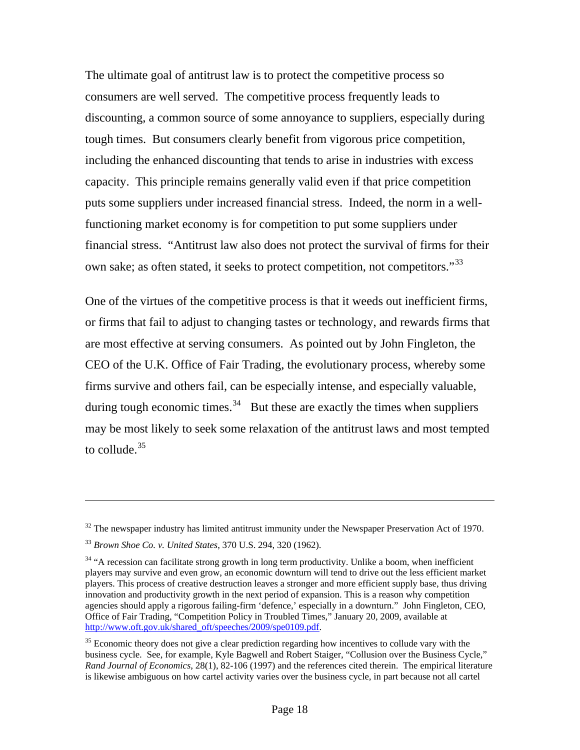The ultimate goal of antitrust law is to protect the competitive process so consumers are well served. The competitive process frequently leads to discounting, a common source of some annoyance to suppliers, especially during tough times. But consumers clearly benefit from vigorous price competition, including the enhanced discounting that tends to arise in industries with excess capacity. This principle remains generally valid even if that price competition puts some suppliers under increased financial stress. Indeed, the norm in a well-functioning market economy is for competition to put some suppliers under financial stress. "Antitrust law also does not protect the survival of firms for their own sake; as often stated, it seeks to protect competition, not competitors."[33]

One of the virtues of the competitive process is that it weeds out inefficient firms, or firms that fail to adjust to changing tastes or technology, and rewards firms that are most effective at serving consumers. As pointed out by John Fingleton, the CEO of the U.K. Office of Fair Trading, the evolutionary process, whereby some firms survive and others fail, can be especially intense, and especially valuable, during tough economic times.[34] But these are exactly the times when suppliers may be most likely to seek some relaxation of the antitrust laws and most tempted to collude.[35]

---

[32] The newspaper industry has limited antitrust immunity under the Newspaper Preservation Act of 1970.

[33] *Brown Shoe Co. v. United States*, 370 U.S. 294, 320 (1962).

[34] "A recession can facilitate strong growth in long term productivity. Unlike a boom, when inefficient players may survive and even grow, an economic downturn will tend to drive out the less efficient market players. This process of creative destruction leaves a stronger and more efficient supply base, thus driving innovation and productivity growth in the next period of expansion. This is a reason why competition agencies should apply a rigorous failing-firm 'defence,' especially in a downturn." John Fingleton, CEO, Office of Fair Trading, "Competition Policy in Troubled Times," January 20, 2009, available at http://www.oft.gov.uk/shared_oft/speeches/2009/spe0109.pdf.

[35] Economic theory does not give a clear prediction regarding how incentives to collude vary with the business cycle. See, for example, Kyle Bagwell and Robert Staiger, "Collusion over the Business Cycle," *Rand Journal of Economics*, 28(1), 82-106 (1997) and the references cited therein. The empirical literature is likewise ambiguous on how cartel activity varies over the business cycle, in part because not all cartel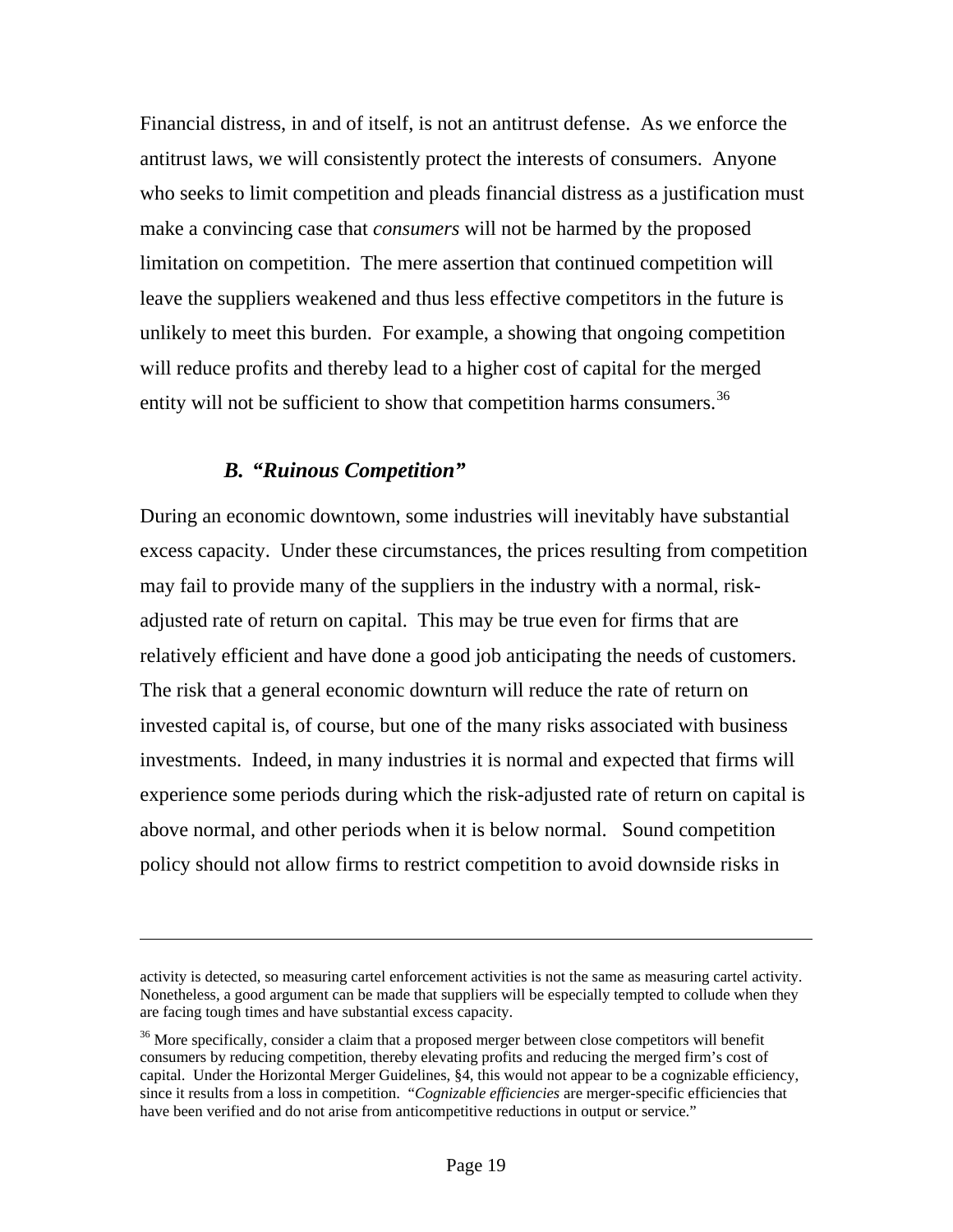Financial distress, in and of itself, is not an antitrust defense. As we enforce the antitrust laws, we will consistently protect the interests of consumers. Anyone who seeks to limit competition and pleads financial distress as a justification must make a convincing case that *consumers* will not be harmed by the proposed limitation on competition. The mere assertion that continued competition will leave the suppliers weakened and thus less effective competitors in the future is unlikely to meet this burden. For example, a showing that ongoing competition will reduce profits and thereby lead to a higher cost of capital for the merged entity will not be sufficient to show that competition harms consumers.[36]

### *B. "Ruinous Competition"*

During an economic downtown, some industries will inevitably have substantial excess capacity. Under these circumstances, the prices resulting from competition may fail to provide many of the suppliers in the industry with a normal, risk-adjusted rate of return on capital. This may be true even for firms that are relatively efficient and have done a good job anticipating the needs of customers. The risk that a general economic downturn will reduce the rate of return on invested capital is, of course, but one of the many risks associated with business investments. Indeed, in many industries it is normal and expected that firms will experience some periods during which the risk-adjusted rate of return on capital is above normal, and other periods when it is below normal. Sound competition policy should not allow firms to restrict competition to avoid downside risks in

---

activity is detected, so measuring cartel enforcement activities is not the same as measuring cartel activity. Nonetheless, a good argument can be made that suppliers will be especially tempted to collude when they are facing tough times and have substantial excess capacity.

[36] More specifically, consider a claim that a proposed merger between close competitors will benefit consumers by reducing competition, thereby elevating profits and reducing the merged firm's cost of capital. Under the Horizontal Merger Guidelines, §4, this would not appear to be a cognizable efficiency, since it results from a loss in competition. "*Cognizable efficiencies* are merger-specific efficiencies that have been verified and do not arise from anticompetitive reductions in output or service."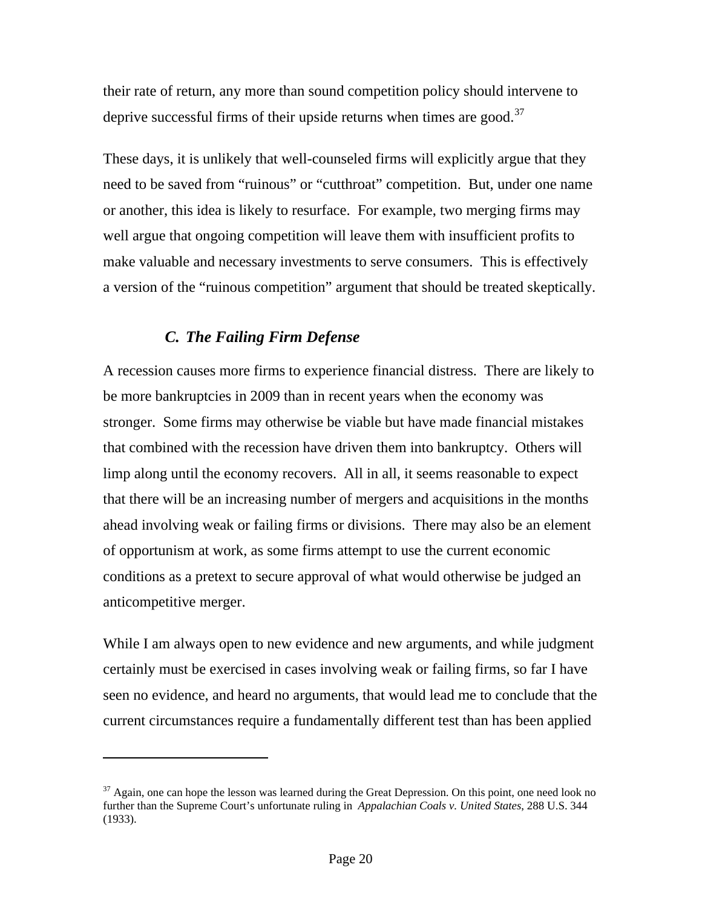their rate of return, any more than sound competition policy should intervene to deprive successful firms of their upside returns when times are good.[37]

These days, it is unlikely that well-counseled firms will explicitly argue that they need to be saved from "ruinous" or "cutthroat" competition. But, under one name or another, this idea is likely to resurface. For example, two merging firms may well argue that ongoing competition will leave them with insufficient profits to make valuable and necessary investments to serve consumers. This is effectively a version of the "ruinous competition" argument that should be treated skeptically.

### *C. The Failing Firm Defense*

A recession causes more firms to experience financial distress. There are likely to be more bankruptcies in 2009 than in recent years when the economy was stronger. Some firms may otherwise be viable but have made financial mistakes that combined with the recession have driven them into bankruptcy. Others will limp along until the economy recovers. All in all, it seems reasonable to expect that there will be an increasing number of mergers and acquisitions in the months ahead involving weak or failing firms or divisions. There may also be an element of opportunism at work, as some firms attempt to use the current economic conditions as a pretext to secure approval of what would otherwise be judged an anticompetitive merger.

While I am always open to new evidence and new arguments, and while judgment certainly must be exercised in cases involving weak or failing firms, so far I have seen no evidence, and heard no arguments, that would lead me to conclude that the current circumstances require a fundamentally different test than has been applied

---

[37] Again, one can hope the lesson was learned during the Great Depression. On this point, one need look no further than the Supreme Court's unfortunate ruling in *Appalachian Coals v. United States*, 288 U.S. 344 (1933).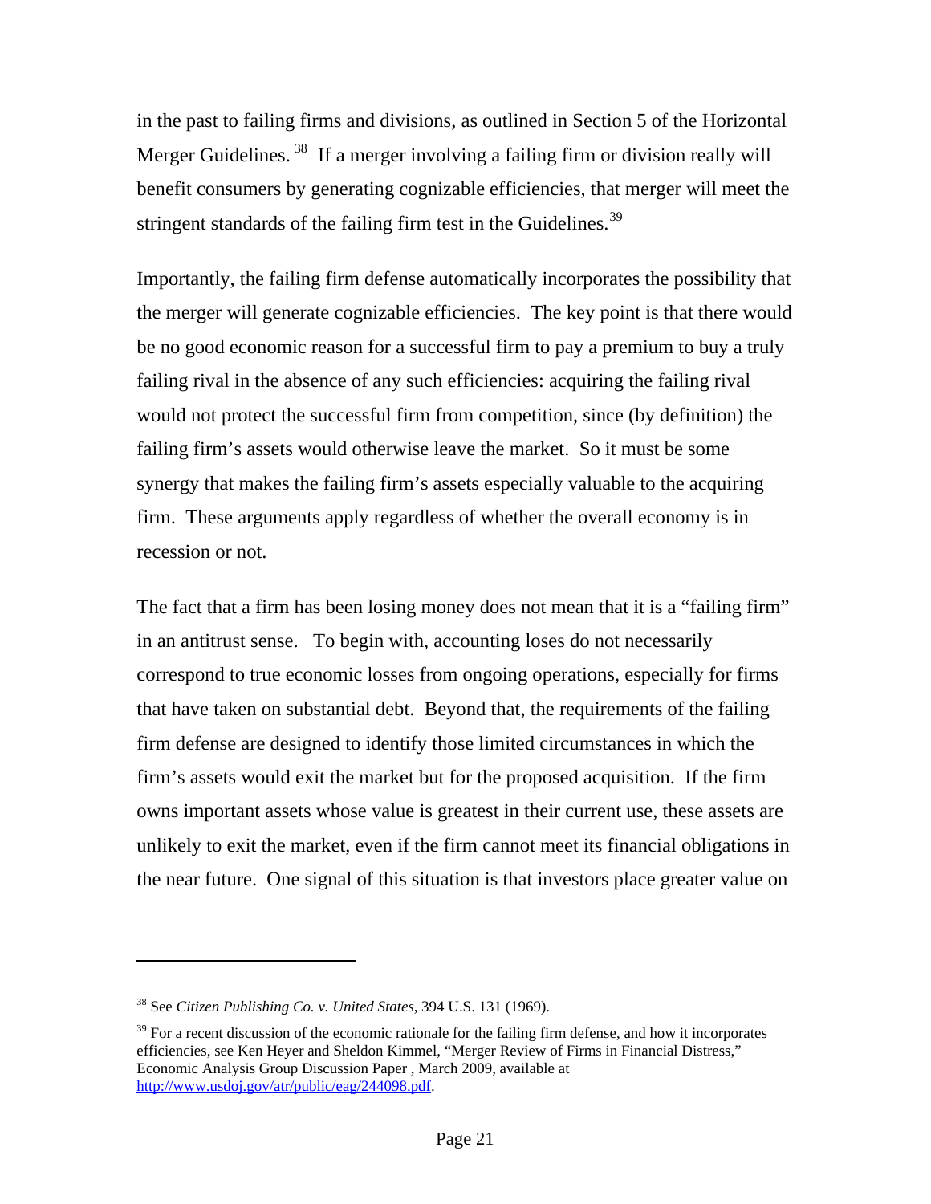in the past to failing firms and divisions, as outlined in Section 5 of the Horizontal Merger Guidelines.[38] If a merger involving a failing firm or division really will benefit consumers by generating cognizable efficiencies, that merger will meet the stringent standards of the failing firm test in the Guidelines.[39]

Importantly, the failing firm defense automatically incorporates the possibility that the merger will generate cognizable efficiencies. The key point is that there would be no good economic reason for a successful firm to pay a premium to buy a truly failing rival in the absence of any such efficiencies: acquiring the failing rival would not protect the successful firm from competition, since (by definition) the failing firm's assets would otherwise leave the market. So it must be some synergy that makes the failing firm's assets especially valuable to the acquiring firm. These arguments apply regardless of whether the overall economy is in recession or not.

The fact that a firm has been losing money does not mean that it is a "failing firm" in an antitrust sense. To begin with, accounting loses do not necessarily correspond to true economic losses from ongoing operations, especially for firms that have taken on substantial debt. Beyond that, the requirements of the failing firm defense are designed to identify those limited circumstances in which the firm's assets would exit the market but for the proposed acquisition. If the firm owns important assets whose value is greatest in their current use, these assets are unlikely to exit the market, even if the firm cannot meet its financial obligations in the near future. One signal of this situation is that investors place greater value on

---

[38] See *Citizen Publishing Co. v. United States*, 394 U.S. 131 (1969).

[39] For a recent discussion of the economic rationale for the failing firm defense, and how it incorporates efficiencies, see Ken Heyer and Sheldon Kimmel, "Merger Review of Firms in Financial Distress," Economic Analysis Group Discussion Paper , March 2009, available at http://www.usdoj.gov/atr/public/eag/244098.pdf.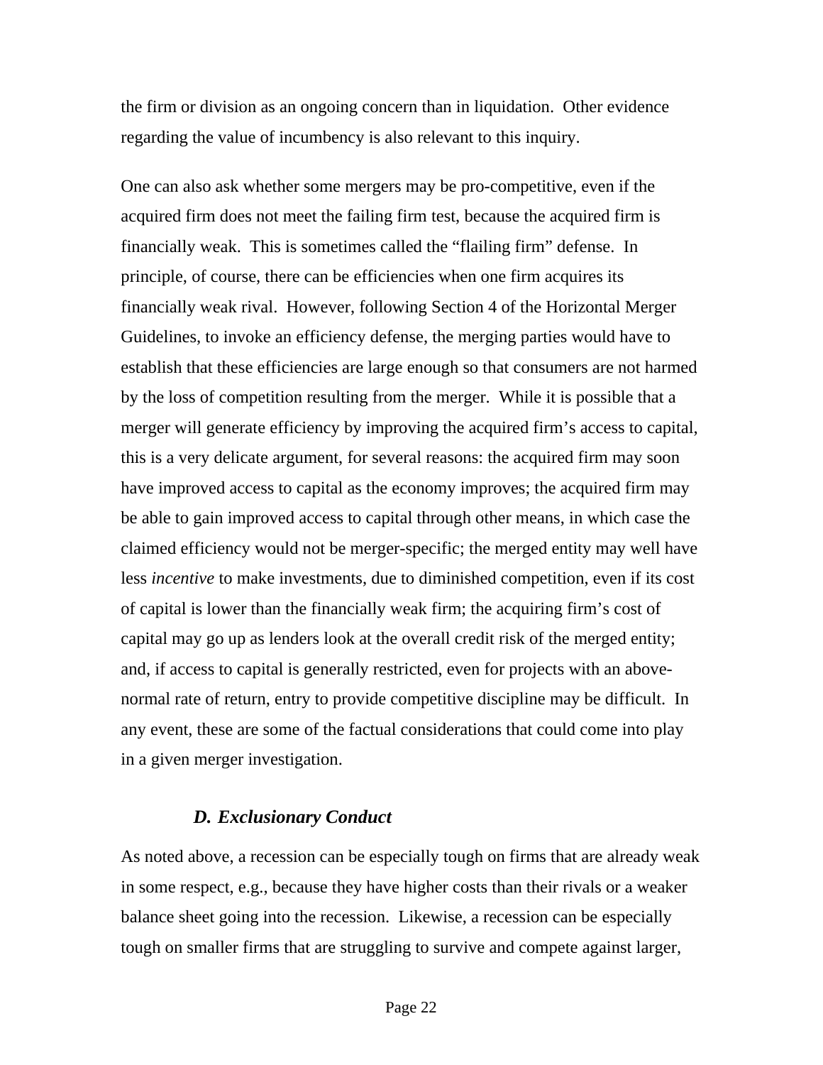the firm or division as an ongoing concern than in liquidation. Other evidence regarding the value of incumbency is also relevant to this inquiry.

One can also ask whether some mergers may be pro-competitive, even if the acquired firm does not meet the failing firm test, because the acquired firm is financially weak. This is sometimes called the "flailing firm" defense. In principle, of course, there can be efficiencies when one firm acquires its financially weak rival. However, following Section 4 of the Horizontal Merger Guidelines, to invoke an efficiency defense, the merging parties would have to establish that these efficiencies are large enough so that consumers are not harmed by the loss of competition resulting from the merger. While it is possible that a merger will generate efficiency by improving the acquired firm's access to capital, this is a very delicate argument, for several reasons: the acquired firm may soon have improved access to capital as the economy improves; the acquired firm may be able to gain improved access to capital through other means, in which case the claimed efficiency would not be merger-specific; the merged entity may well have less *incentive* to make investments, due to diminished competition, even if its cost of capital is lower than the financially weak firm; the acquiring firm's cost of capital may go up as lenders look at the overall credit risk of the merged entity; and, if access to capital is generally restricted, even for projects with an above-normal rate of return, entry to provide competitive discipline may be difficult. In any event, these are some of the factual considerations that could come into play in a given merger investigation.

### *D. Exclusionary Conduct*

As noted above, a recession can be especially tough on firms that are already weak in some respect, e.g., because they have higher costs than their rivals or a weaker balance sheet going into the recession. Likewise, a recession can be especially tough on smaller firms that are struggling to survive and compete against larger,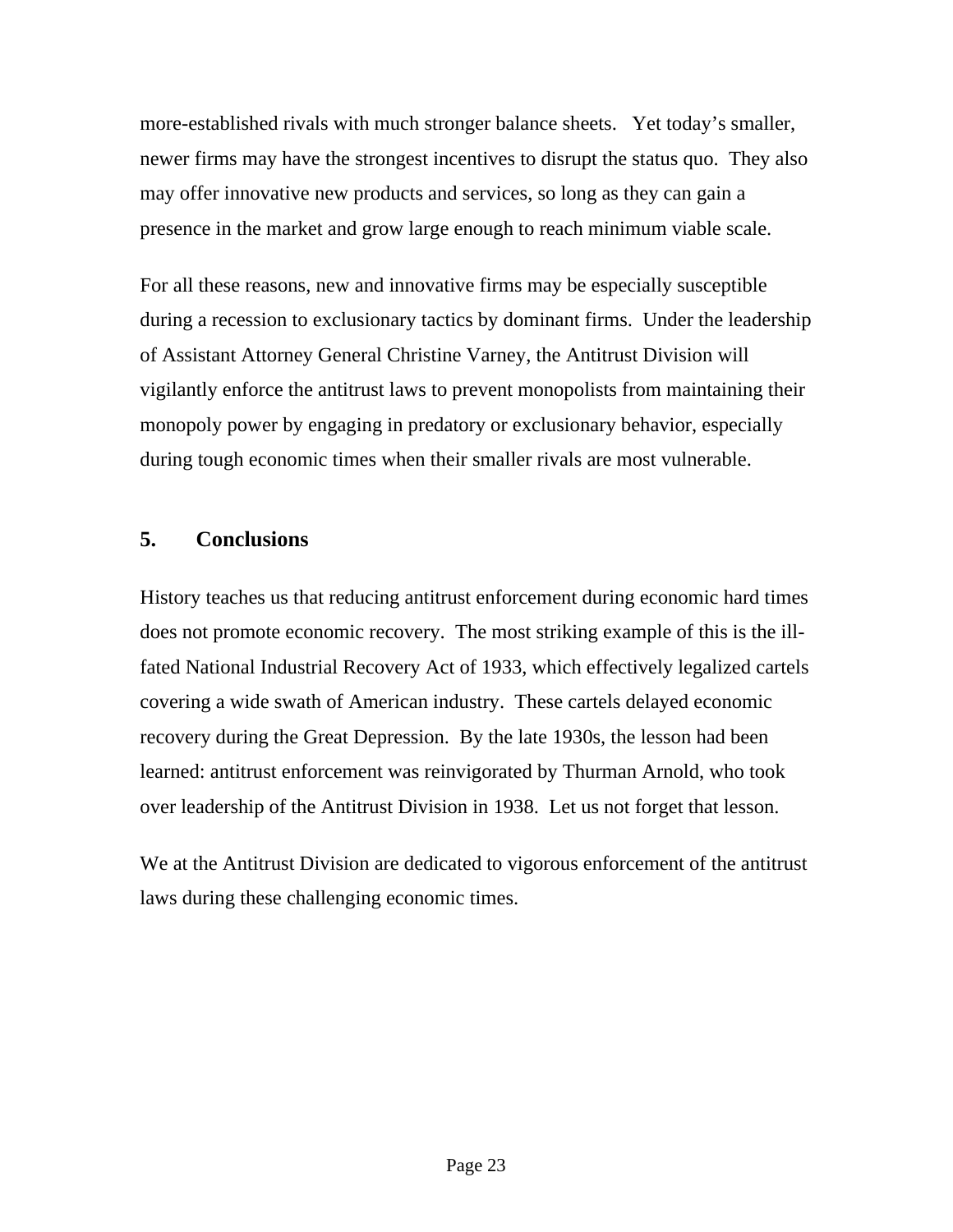more-established rivals with much stronger balance sheets. Yet today's smaller, newer firms may have the strongest incentives to disrupt the status quo. They also may offer innovative new products and services, so long as they can gain a presence in the market and grow large enough to reach minimum viable scale.

For all these reasons, new and innovative firms may be especially susceptible during a recession to exclusionary tactics by dominant firms. Under the leadership of Assistant Attorney General Christine Varney, the Antitrust Division will vigilantly enforce the antitrust laws to prevent monopolists from maintaining their monopoly power by engaging in predatory or exclusionary behavior, especially during tough economic times when their smaller rivals are most vulnerable.

## 5. Conclusions

History teaches us that reducing antitrust enforcement during economic hard times does not promote economic recovery. The most striking example of this is the ill-fated National Industrial Recovery Act of 1933, which effectively legalized cartels covering a wide swath of American industry. These cartels delayed economic recovery during the Great Depression. By the late 1930s, the lesson had been learned: antitrust enforcement was reinvigorated by Thurman Arnold, who took over leadership of the Antitrust Division in 1938. Let us not forget that lesson.

We at the Antitrust Division are dedicated to vigorous enforcement of the antitrust laws during these challenging economic times.